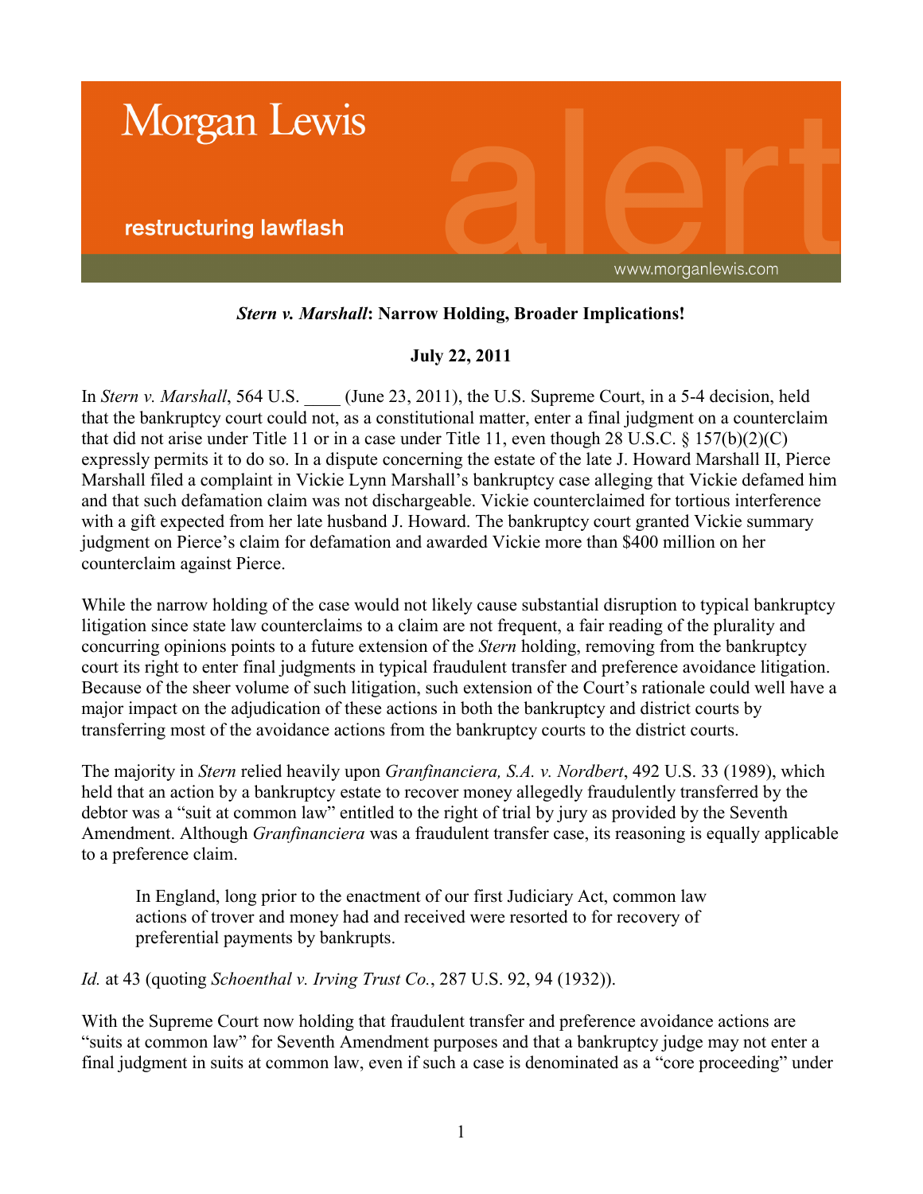Morgan Lewis

restructuring lawflash

www.morganlewis.com

## *Stern v. Marshall*: Narrow Holding, Broader Implications!

**July 22, 2011**

In *Stern v. Marshall*, 564 U.S. ____ (June 23, 2011), the U.S. Supreme Court, in a 5-4 decision, held that the bankruptcy court could not, as a constitutional matter, enter a final judgment on a counterclaim that did not arise under Title 11 or in a case under Title 11, even though 28 U.S.C. § 157(b)(2)(C) expressly permits it to do so. In a dispute concerning the estate of the late J. Howard Marshall II, Pierce Marshall filed a complaint in Vickie Lynn Marshall's bankruptcy case alleging that Vickie defamed him and that such defamation claim was not dischargeable. Vickie counterclaimed for tortious interference with a gift expected from her late husband J. Howard. The bankruptcy court granted Vickie summary judgment on Pierce's claim for defamation and awarded Vickie more than $400 million on her counterclaim against Pierce.

While the narrow holding of the case would not likely cause substantial disruption to typical bankruptcy litigation since state law counterclaims to a claim are not frequent, a fair reading of the plurality and concurring opinions points to a future extension of the *Stern* holding, removing from the bankruptcy court its right to enter final judgments in typical fraudulent transfer and preference avoidance litigation. Because of the sheer volume of such litigation, such extension of the Court's rationale could well have a major impact on the adjudication of these actions in both the bankruptcy and district courts by transferring most of the avoidance actions from the bankruptcy courts to the district courts.

The majority in *Stern* relied heavily upon *Granfinanciera, S.A. v. Nordbert*, 492 U.S. 33 (1989), which held that an action by a bankruptcy estate to recover money allegedly fraudulently transferred by the debtor was a "suit at common law" entitled to the right of trial by jury as provided by the Seventh Amendment. Although *Granfinanciera* was a fraudulent transfer case, its reasoning is equally applicable to a preference claim.

> In England, long prior to the enactment of our first Judiciary Act, common law actions of trover and money had and received were resorted to for recovery of preferential payments by bankrupts.

*Id.* at 43 (quoting *Schoenthal v. Irving Trust Co.*, 287 U.S. 92, 94 (1932)).

With the Supreme Court now holding that fraudulent transfer and preference avoidance actions are "suits at common law" for Seventh Amendment purposes and that a bankruptcy judge may not enter a final judgment in suits at common law, even if such a case is denominated as a "core proceeding" under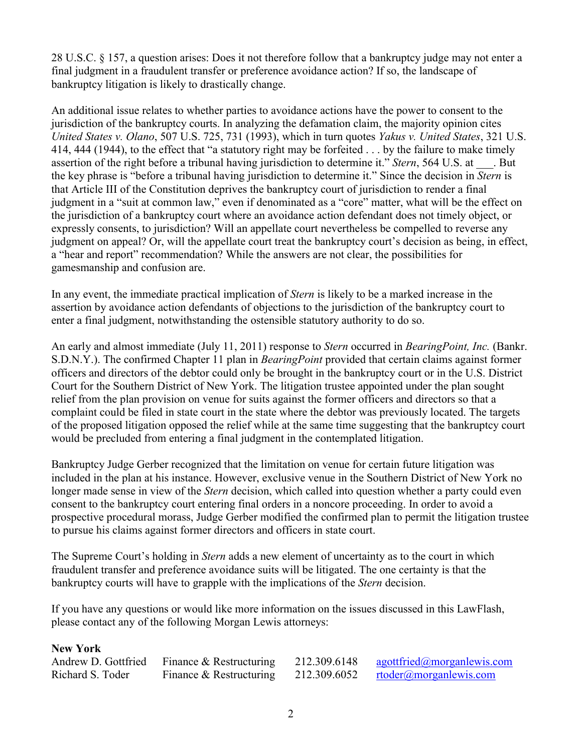28 U.S.C. § 157, a question arises: Does it not therefore follow that a bankruptcy judge may not enter a final judgment in a fraudulent transfer or preference avoidance action? If so, the landscape of bankruptcy litigation is likely to drastically change.

An additional issue relates to whether parties to avoidance actions have the power to consent to the jurisdiction of the bankruptcy courts. In analyzing the defamation claim, the majority opinion cites *United States v. Olano*, 507 U.S. 725, 731 (1993), which in turn quotes *Yakus v. United States*, 321 U.S. 414, 444 (1944), to the effect that "a statutory right may be forfeited . . . by the failure to make timely assertion of the right before a tribunal having jurisdiction to determine it." *Stern*, 564 U.S. at ___. But the key phrase is "before a tribunal having jurisdiction to determine it." Since the decision in *Stern* is that Article III of the Constitution deprives the bankruptcy court of jurisdiction to render a final judgment in a "suit at common law," even if denominated as a "core" matter, what will be the effect on the jurisdiction of a bankruptcy court where an avoidance action defendant does not timely object, or expressly consents, to jurisdiction? Will an appellate court nevertheless be compelled to reverse any judgment on appeal? Or, will the appellate court treat the bankruptcy court's decision as being, in effect, a "hear and report" recommendation? While the answers are not clear, the possibilities for gamesmanship and confusion are.

In any event, the immediate practical implication of *Stern* is likely to be a marked increase in the assertion by avoidance action defendants of objections to the jurisdiction of the bankruptcy court to enter a final judgment, notwithstanding the ostensible statutory authority to do so.

An early and almost immediate (July 11, 2011) response to *Stern* occurred in *BearingPoint, Inc.* (Bankr. S.D.N.Y.). The confirmed Chapter 11 plan in *BearingPoint* provided that certain claims against former officers and directors of the debtor could only be brought in the bankruptcy court or in the U.S. District Court for the Southern District of New York. The litigation trustee appointed under the plan sought relief from the plan provision on venue for suits against the former officers and directors so that a complaint could be filed in state court in the state where the debtor was previously located. The targets of the proposed litigation opposed the relief while at the same time suggesting that the bankruptcy court would be precluded from entering a final judgment in the contemplated litigation.

Bankruptcy Judge Gerber recognized that the limitation on venue for certain future litigation was included in the plan at his instance. However, exclusive venue in the Southern District of New York no longer made sense in view of the *Stern* decision, which called into question whether a party could even consent to the bankruptcy court entering final orders in a noncore proceeding. In order to avoid a prospective procedural morass, Judge Gerber modified the confirmed plan to permit the litigation trustee to pursue his claims against former directors and officers in state court.

The Supreme Court's holding in *Stern* adds a new element of uncertainty as to the court in which fraudulent transfer and preference avoidance suits will be litigated. The one certainty is that the bankruptcy courts will have to grapple with the implications of the *Stern* decision.

If you have any questions or would like more information on the issues discussed in this LawFlash, please contact any of the following Morgan Lewis attorneys:

**New York**

| | | | |
|---|---|---|---|
| Andrew D. Gottfried | Finance & Restructuring | 212.309.6148 | agottfried@morganlewis.com |
| Richard S. Toder | Finance & Restructuring | 212.309.6052 | rtoder@morganlewis.com |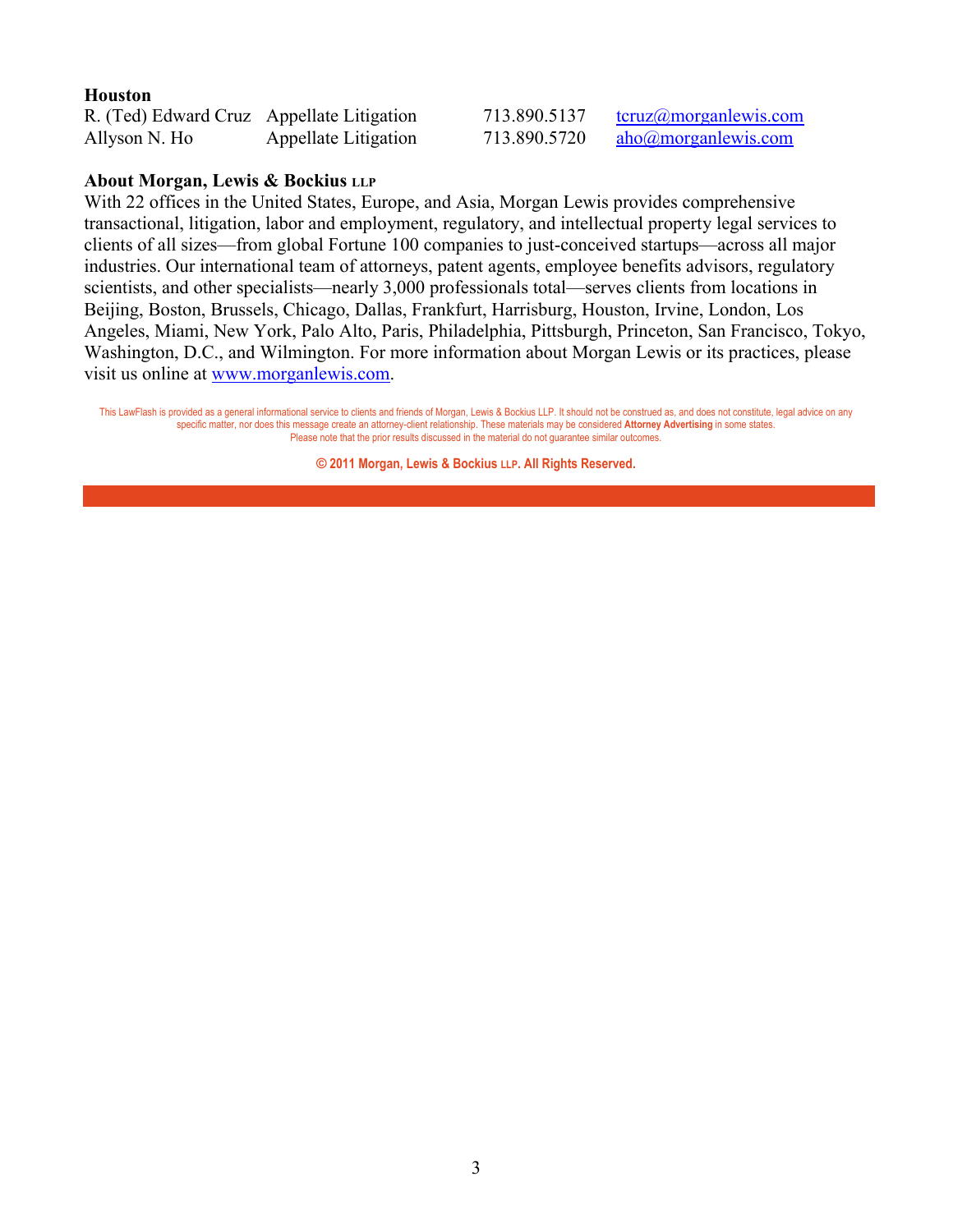**Houston**

| | | | |
|---|---|---|---|
| R. (Ted) Edward Cruz | Appellate Litigation | 713.890.5137 | tcruz@morganlewis.com |
| Allyson N. Ho | Appellate Litigation | 713.890.5720 | aho@morganlewis.com |

**About Morgan, Lewis & Bockius LLP**

With 22 offices in the United States, Europe, and Asia, Morgan Lewis provides comprehensive transactional, litigation, labor and employment, regulatory, and intellectual property legal services to clients of all sizes—from global Fortune 100 companies to just-conceived startups—across all major industries. Our international team of attorneys, patent agents, employee benefits advisors, regulatory scientists, and other specialists—nearly 3,000 professionals total—serves clients from locations in Beijing, Boston, Brussels, Chicago, Dallas, Frankfurt, Harrisburg, Houston, Irvine, London, Los Angeles, Miami, New York, Palo Alto, Paris, Philadelphia, Pittsburgh, Princeton, San Francisco, Tokyo, Washington, D.C., and Wilmington. For more information about Morgan Lewis or its practices, please visit us online at www.morganlewis.com.

This LawFlash is provided as a general informational service to clients and friends of Morgan, Lewis & Bockius LLP. It should not be construed as, and does not constitute, legal advice on any specific matter, nor does this message create an attorney-client relationship. These materials may be considered **Attorney Advertising** in some states. Please note that the prior results discussed in the material do not guarantee similar outcomes.

**© 2011 Morgan, Lewis & Bockius LLP. All Rights Reserved.**